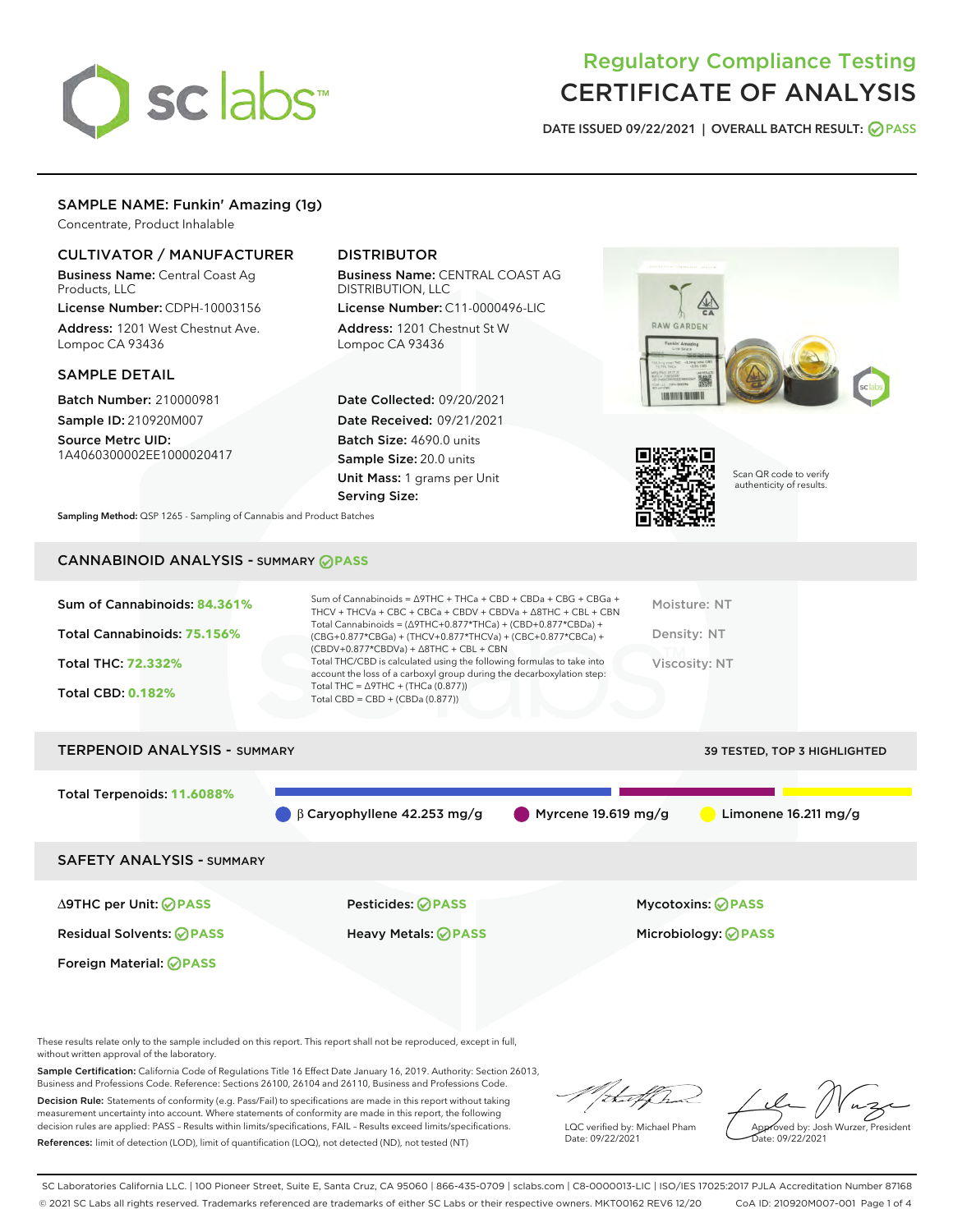# Regulatory Compliance Testing
# CERTIFICATE OF ANALYSIS

DATE ISSUED 09/22/2021 | OVERALL BATCH RESULT: PASS

## SAMPLE NAME: Funkin' Amazing (1g)

Concentrate, Product Inhalable

### CULTIVATOR / MANUFACTURER

**Business Name:** Central Coast Ag Products, LLC

**License Number:** CDPH-10003156

**Address:** 1201 West Chestnut Ave. Lompoc CA 93436

### DISTRIBUTOR

**Business Name:** CENTRAL COAST AG DISTRIBUTION, LLC

**License Number:** C11-0000496-LIC

**Address:** 1201 Chestnut St W Lompoc CA 93436

### SAMPLE DETAIL

**Batch Number:** 210000981

**Sample ID:** 210920M007

**Source Metrc UID:** 1A4060300002EE1000020417

**Date Collected:** 09/20/2021

**Date Received:** 09/21/2021

**Batch Size:** 4690.0 units

**Sample Size:** 20.0 units

**Unit Mass:** 1 grams per Unit

**Serving Size:**

Scan QR code to verify authenticity of results.

**Sampling Method:** QSP 1265 - Sampling of Cannabis and Product Batches

## CANNABINOID ANALYSIS - SUMMARY PASS

**Sum of Cannabinoids:** 84.361%

**Total Cannabinoids:** 75.156%

**Total THC:** 72.332%

**Total CBD:** 0.182%

Sum of Cannabinoids = Δ9THC + THCa + CBD + CBDa + CBG + CBGa + THCV + THCVa + CBC + CBCa + CBDV + CBDVa + Δ8THC + CBL + CBN

Total Cannabinoids = (Δ9THC+0.877*THCa) + (CBD+0.877*CBDa) + (CBG+0.877*CBGa) + (THCV+0.877*THCVa) + (CBC+0.877*CBCa) + (CBDV+0.877*CBDVa) + Δ8THC + CBL + CBN

Total THC/CBD is calculated using the following formulas to take into account the loss of a carboxyl group during the decarboxylation step:

Total THC = Δ9THC + (THCa (0.877))

Total CBD = CBD + (CBDa (0.877))

Moisture: NT

Density: NT

Viscosity: NT

## TERPENOID ANALYSIS - SUMMARY

39 TESTED, TOP 3 HIGHLIGHTED

**Total Terpenoids:** 11.6088%

β Caryophyllene 42.253 mg/g | Myrcene 19.619 mg/g | Limonene 16.211 mg/g

## SAFETY ANALYSIS - SUMMARY

| | | |
|---|---|---|
| Δ9THC per Unit: PASS | Pesticides: PASS | Mycotoxins: PASS |
| Residual Solvents: PASS | Heavy Metals: PASS | Microbiology: PASS |
| Foreign Material: PASS | | |

These results relate only to the sample included on this report. This report shall not be reproduced, except in full, without written approval of the laboratory.

**Sample Certification:** California Code of Regulations Title 16 Effect Date January 16, 2019. Authority: Section 26013, Business and Professions Code. Reference: Sections 26100, 26104 and 26110, Business and Professions Code.

**Decision Rule:** Statements of conformity (e.g. Pass/Fail) to specifications are made in this report without taking measurement uncertainty into account. Where statements of conformity are made in this report, the following decision rules are applied: PASS – Results within limits/specifications, FAIL – Results exceed limits/specifications.

**References:** limit of detection (LOD), limit of quantification (LOQ), not detected (ND), not tested (NT)

LQC verified by: Michael Pham
Date: 09/22/2021

Approved by: Josh Wurzer, President
Date: 09/22/2021

SC Laboratories California LLC. | 100 Pioneer Street, Suite E, Santa Cruz, CA 95060 | 866-435-0709 | sclabs.com | C8-0000013-LIC | ISO/IES 17025:2017 PJLA Accreditation Number 87168

© 2021 SC Labs all rights reserved. Trademarks referenced are trademarks of either SC Labs or their respective owners. MKT00162 REV6 12/20 CoA ID: 210920M007-001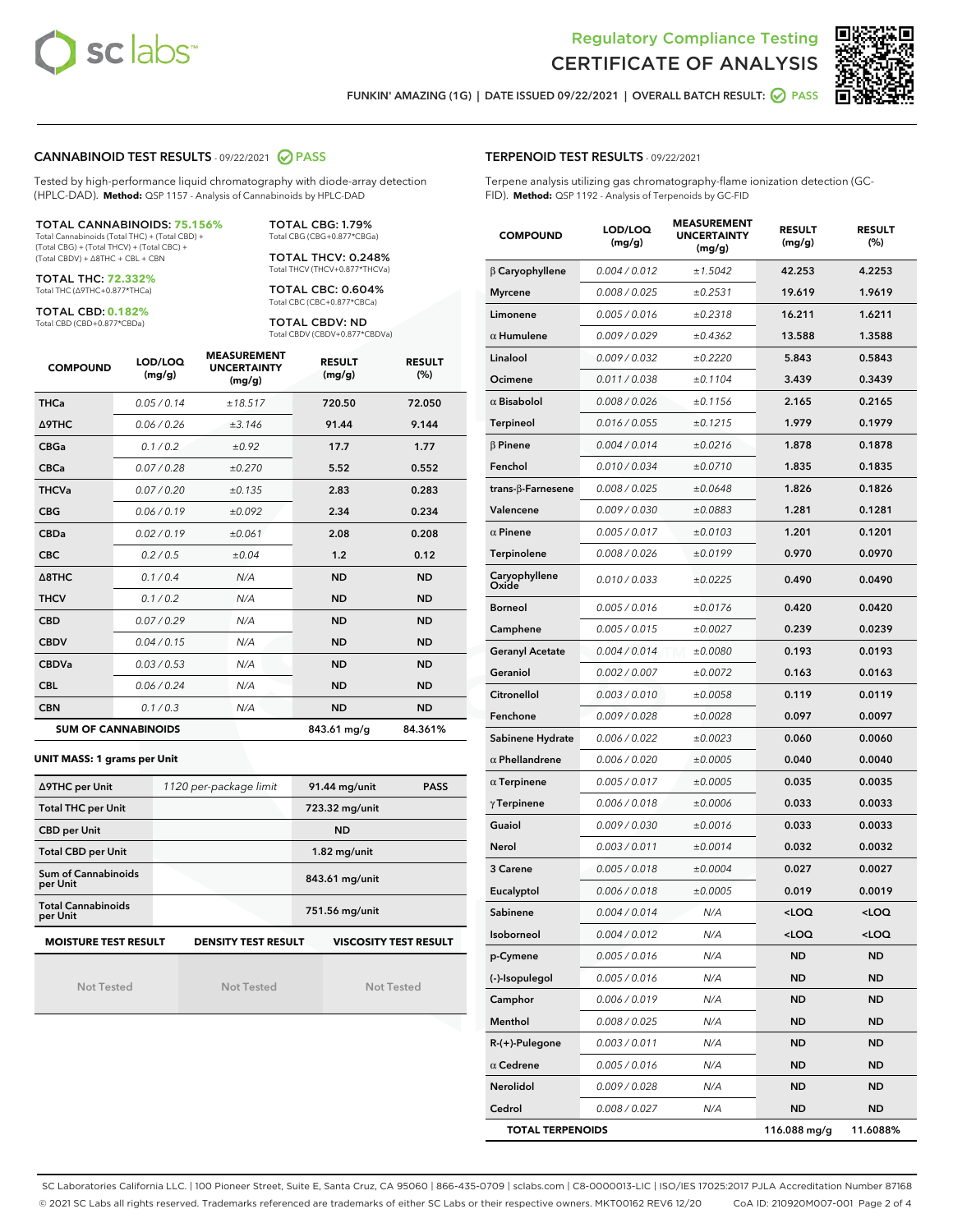Regulatory Compliance Testing

# CERTIFICATE OF ANALYSIS

FUNKIN' AMAZING (1G) | DATE ISSUED 09/22/2021 | OVERALL BATCH RESULT: PASS

## CANNABINOID TEST RESULTS - 09/22/2021 PASS

Tested by high-performance liquid chromatography with diode-array detection (HPLC-DAD). **Method:** QSP 1157 - Analysis of Cannabinoids by HPLC-DAD

**TOTAL CANNABINOIDS: 75.156%**
Total Cannabinoids (Total THC) + (Total CBD) + (Total CBG) + (Total THCV) + (Total CBC) + (Total CBDV) + Δ8THC + CBL + CBN

**TOTAL THC: 72.332%**
Total THC (Δ9THC+0.877*THCa)

**TOTAL CBD: 0.182%**
Total CBD (CBD+0.877*CBDa)

**TOTAL CBG: 1.79%**
Total CBG (CBG+0.877*CBGa)

**TOTAL THCV: 0.248%**
Total THCV (THCV+0.877*THCVa)

**TOTAL CBC: 0.604%**
Total CBC (CBC+0.877*CBCa)

**TOTAL CBDV: ND**
Total CBDV (CBDV+0.877*CBDVa)

| COMPOUND | LOD/LOQ (mg/g) | MEASUREMENT UNCERTAINTY (mg/g) | RESULT (mg/g) | RESULT (%) |
|---|---|---|---|---|
| THCa | 0.05 / 0.14 | ±18.517 | 720.50 | 72.050 |
| Δ9THC | 0.06 / 0.26 | ±3.146 | 91.44 | 9.144 |
| CBGa | 0.1 / 0.2 | ±0.92 | 17.7 | 1.77 |
| CBCa | 0.07 / 0.28 | ±0.270 | 5.52 | 0.552 |
| THCVa | 0.07 / 0.20 | ±0.135 | 2.83 | 0.283 |
| CBG | 0.06 / 0.19 | ±0.092 | 2.34 | 0.234 |
| CBDa | 0.02 / 0.19 | ±0.061 | 2.08 | 0.208 |
| CBC | 0.2 / 0.5 | ±0.04 | 1.2 | 0.12 |
| Δ8THC | 0.1 / 0.4 | N/A | ND | ND |
| THCV | 0.1 / 0.2 | N/A | ND | ND |
| CBD | 0.07 / 0.29 | N/A | ND | ND |
| CBDV | 0.04 / 0.15 | N/A | ND | ND |
| CBDVa | 0.03 / 0.53 | N/A | ND | ND |
| CBL | 0.06 / 0.24 | N/A | ND | ND |
| CBN | 0.1 / 0.3 | N/A | ND | ND |
| **SUM OF CANNABINOIDS** | | | 843.61 mg/g | 84.361% |

**UNIT MASS: 1 grams per Unit**

| | | | |
|---|---|---|---|
| Δ9THC per Unit | 1120 per-package limit | 91.44 mg/unit | PASS |
| Total THC per Unit | | 723.32 mg/unit | |
| CBD per Unit | | ND | |
| Total CBD per Unit | | 1.82 mg/unit | |
| Sum of Cannabinoids per Unit | | 843.61 mg/unit | |
| Total Cannabinoids per Unit | | 751.56 mg/unit | |

| MOISTURE TEST RESULT | DENSITY TEST RESULT | VISCOSITY TEST RESULT |
|---|---|---|
| Not Tested | Not Tested | Not Tested |

## TERPENOID TEST RESULTS - 09/22/2021

Terpene analysis utilizing gas chromatography-flame ionization detection (GC-FID). **Method:** QSP 1192 - Analysis of Terpenoids by GC-FID

| COMPOUND | LOD/LOQ (mg/g) | MEASUREMENT UNCERTAINTY (mg/g) | RESULT (mg/g) | RESULT (%) |
|---|---|---|---|---|
| β Caryophyllene | 0.004 / 0.012 | ±1.5042 | 42.253 | 4.2253 |
| Myrcene | 0.008 / 0.025 | ±0.2531 | 19.619 | 1.9619 |
| Limonene | 0.005 / 0.016 | ±0.2318 | 16.211 | 1.6211 |
| α Humulene | 0.009 / 0.029 | ±0.4362 | 13.588 | 1.3588 |
| Linalool | 0.009 / 0.032 | ±0.2220 | 5.843 | 0.5843 |
| Ocimene | 0.011 / 0.038 | ±0.1104 | 3.439 | 0.3439 |
| α Bisabolol | 0.008 / 0.026 | ±0.1156 | 2.165 | 0.2165 |
| Terpineol | 0.016 / 0.055 | ±0.1215 | 1.979 | 0.1979 |
| β Pinene | 0.004 / 0.014 | ±0.0216 | 1.878 | 0.1878 |
| Fenchol | 0.010 / 0.034 | ±0.0710 | 1.835 | 0.1835 |
| trans-β-Farnesene | 0.008 / 0.025 | ±0.0648 | 1.826 | 0.1826 |
| Valencene | 0.009 / 0.030 | ±0.0883 | 1.281 | 0.1281 |
| α Pinene | 0.005 / 0.017 | ±0.0103 | 1.201 | 0.1201 |
| Terpinolene | 0.008 / 0.026 | ±0.0199 | 0.970 | 0.0970 |
| Caryophyllene Oxide | 0.010 / 0.033 | ±0.0225 | 0.490 | 0.0490 |
| Borneol | 0.005 / 0.016 | ±0.0176 | 0.420 | 0.0420 |
| Camphene | 0.005 / 0.015 | ±0.0027 | 0.239 | 0.0239 |
| Geranyl Acetate | 0.004 / 0.014 | ±0.0080 | 0.193 | 0.0193 |
| Geraniol | 0.002 / 0.007 | ±0.0072 | 0.163 | 0.0163 |
| Citronellol | 0.003 / 0.010 | ±0.0058 | 0.119 | 0.0119 |
| Fenchone | 0.009 / 0.028 | ±0.0028 | 0.097 | 0.0097 |
| Sabinene Hydrate | 0.006 / 0.022 | ±0.0023 | 0.060 | 0.0060 |
| α Phellandrene | 0.006 / 0.020 | ±0.0005 | 0.040 | 0.0040 |
| α Terpinene | 0.005 / 0.017 | ±0.0005 | 0.035 | 0.0035 |
| γ Terpinene | 0.006 / 0.018 | ±0.0006 | 0.033 | 0.0033 |
| Guaiol | 0.009 / 0.030 | ±0.0016 | 0.033 | 0.0033 |
| Nerol | 0.003 / 0.011 | ±0.0014 | 0.032 | 0.0032 |
| 3 Carene | 0.005 / 0.018 | ±0.0004 | 0.027 | 0.0027 |
| Eucalyptol | 0.006 / 0.018 | ±0.0005 | 0.019 | 0.0019 |
| Sabinene | 0.004 / 0.014 | N/A | <LOQ | <LOQ |
| Isoborneol | 0.004 / 0.012 | N/A | <LOQ | <LOQ |
| p-Cymene | 0.005 / 0.016 | N/A | ND | ND |
| (-)-Isopulegol | 0.005 / 0.016 | N/A | ND | ND |
| Camphor | 0.006 / 0.019 | N/A | ND | ND |
| Menthol | 0.008 / 0.025 | N/A | ND | ND |
| R-(+)-Pulegone | 0.003 / 0.011 | N/A | ND | ND |
| α Cedrene | 0.005 / 0.016 | N/A | ND | ND |
| Nerolidol | 0.009 / 0.028 | N/A | ND | ND |
| Cedrol | 0.008 / 0.027 | N/A | ND | ND |
| **TOTAL TERPENOIDS** | | | 116.088 mg/g | 11.6088% |

SC Laboratories California LLC. | 100 Pioneer Street, Suite E, Santa Cruz, CA 95060 | 866-435-0709 | sclabs.com | C8-0000013-LIC | ISO/IES 17025:2017 PJLA Accreditation Number 87168
© 2021 SC Labs all rights reserved. Trademarks referenced are trademarks of either SC Labs or their respective owners. MKT00162 REV6 12/20 CoA ID: 210920M007-001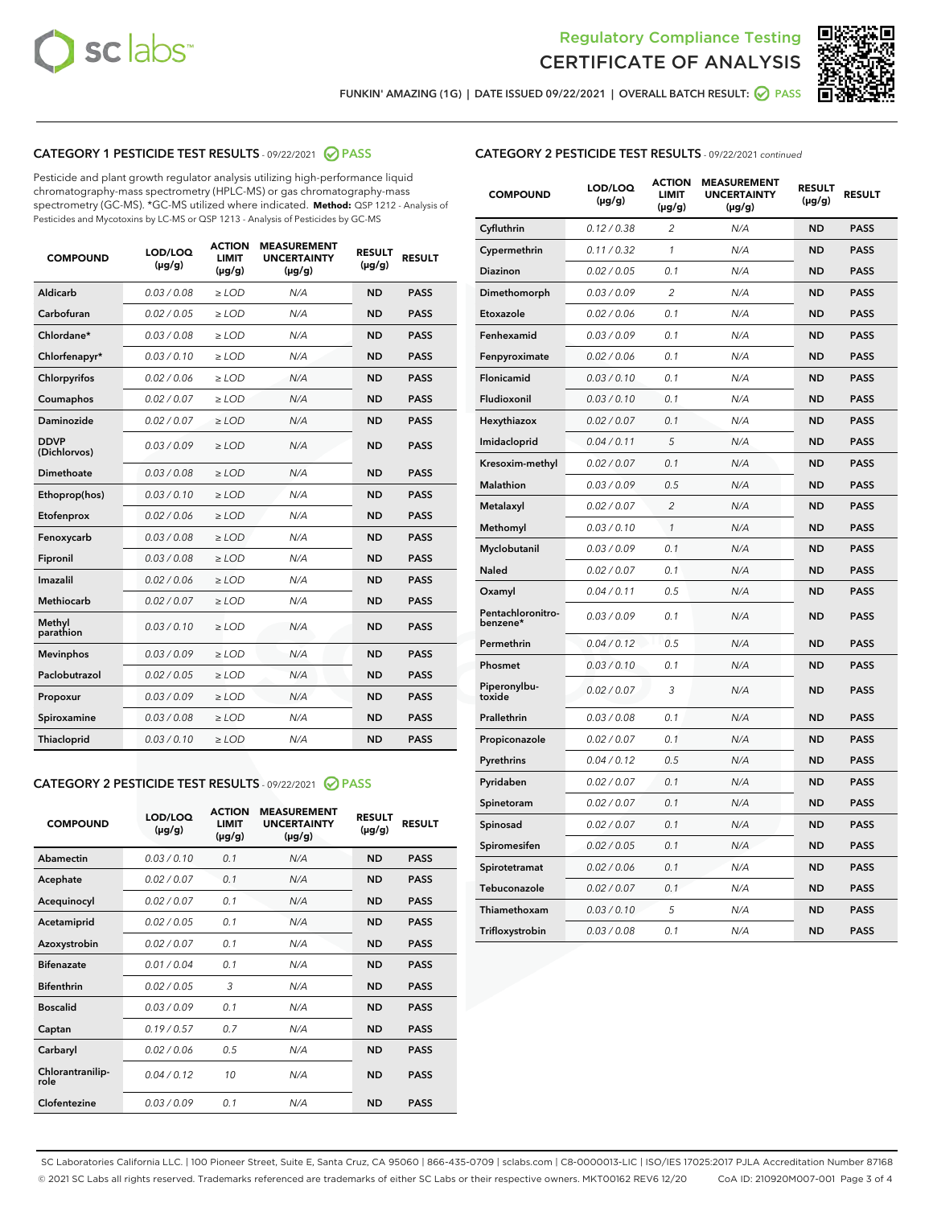FUNKIN' AMAZING (1G) | DATE ISSUED 09/22/2021 | OVERALL BATCH RESULT: PASS

## CATEGORY 1 PESTICIDE TEST RESULTS - 09/22/2021 PASS

Pesticide and plant growth regulator analysis utilizing high-performance liquid chromatography-mass spectrometry (HPLC-MS) or gas chromatography-mass spectrometry (GC-MS). *GC-MS utilized where indicated. **Method:** QSP 1212 - Analysis of Pesticides and Mycotoxins by LC-MS or QSP 1213 - Analysis of Pesticides by GC-MS

| COMPOUND | LOD/LOQ (µg/g) | ACTION LIMIT (µg/g) | MEASUREMENT UNCERTAINTY (µg/g) | RESULT (µg/g) | RESULT |
|---|---|---|---|---|---|
| Aldicarb | 0.03 / 0.08 | ≥ LOD | N/A | ND | PASS |
| Carbofuran | 0.02 / 0.05 | ≥ LOD | N/A | ND | PASS |
| Chlordane* | 0.03 / 0.08 | ≥ LOD | N/A | ND | PASS |
| Chlorfenapyr* | 0.03 / 0.10 | ≥ LOD | N/A | ND | PASS |
| Chlorpyrifos | 0.02 / 0.06 | ≥ LOD | N/A | ND | PASS |
| Coumaphos | 0.02 / 0.07 | ≥ LOD | N/A | ND | PASS |
| Daminozide | 0.02 / 0.07 | ≥ LOD | N/A | ND | PASS |
| DDVP (Dichlorvos) | 0.03 / 0.09 | ≥ LOD | N/A | ND | PASS |
| Dimethoate | 0.03 / 0.08 | ≥ LOD | N/A | ND | PASS |
| Ethoprop(hos) | 0.03 / 0.10 | ≥ LOD | N/A | ND | PASS |
| Etofenprox | 0.02 / 0.06 | ≥ LOD | N/A | ND | PASS |
| Fenoxycarb | 0.03 / 0.08 | ≥ LOD | N/A | ND | PASS |
| Fipronil | 0.03 / 0.08 | ≥ LOD | N/A | ND | PASS |
| Imazalil | 0.02 / 0.06 | ≥ LOD | N/A | ND | PASS |
| Methiocarb | 0.02 / 0.07 | ≥ LOD | N/A | ND | PASS |
| Methyl parathion | 0.03 / 0.10 | ≥ LOD | N/A | ND | PASS |
| Mevinphos | 0.03 / 0.09 | ≥ LOD | N/A | ND | PASS |
| Paclobutrazol | 0.02 / 0.05 | ≥ LOD | N/A | ND | PASS |
| Propoxur | 0.03 / 0.09 | ≥ LOD | N/A | ND | PASS |
| Spiroxamine | 0.03 / 0.08 | ≥ LOD | N/A | ND | PASS |
| Thiacloprid | 0.03 / 0.10 | ≥ LOD | N/A | ND | PASS |

## CATEGORY 2 PESTICIDE TEST RESULTS - 09/22/2021 PASS

| COMPOUND | LOD/LOQ (µg/g) | ACTION LIMIT (µg/g) | MEASUREMENT UNCERTAINTY (µg/g) | RESULT (µg/g) | RESULT |
|---|---|---|---|---|---|
| Abamectin | 0.03 / 0.10 | 0.1 | N/A | ND | PASS |
| Acephate | 0.02 / 0.07 | 0.1 | N/A | ND | PASS |
| Acequinocyl | 0.02 / 0.07 | 0.1 | N/A | ND | PASS |
| Acetamiprid | 0.02 / 0.05 | 0.1 | N/A | ND | PASS |
| Azoxystrobin | 0.02 / 0.07 | 0.1 | N/A | ND | PASS |
| Bifenazate | 0.01 / 0.04 | 0.1 | N/A | ND | PASS |
| Bifenthrin | 0.02 / 0.05 | 3 | N/A | ND | PASS |
| Boscalid | 0.03 / 0.09 | 0.1 | N/A | ND | PASS |
| Captan | 0.19 / 0.57 | 0.7 | N/A | ND | PASS |
| Carbaryl | 0.02 / 0.06 | 0.5 | N/A | ND | PASS |
| Chlorantraniliprole | 0.04 / 0.12 | 10 | N/A | ND | PASS |
| Clofentezine | 0.03 / 0.09 | 0.1 | N/A | ND | PASS |
| Cyfluthrin | 0.12 / 0.38 | 2 | N/A | ND | PASS |
| Cypermethrin | 0.11 / 0.32 | 1 | N/A | ND | PASS |
| Diazinon | 0.02 / 0.05 | 0.1 | N/A | ND | PASS |
| Dimethomorph | 0.03 / 0.09 | 2 | N/A | ND | PASS |
| Etoxazole | 0.02 / 0.06 | 0.1 | N/A | ND | PASS |
| Fenhexamid | 0.03 / 0.09 | 0.1 | N/A | ND | PASS |
| Fenpyroximate | 0.02 / 0.06 | 0.1 | N/A | ND | PASS |
| Flonicamid | 0.03 / 0.10 | 0.1 | N/A | ND | PASS |
| Fludioxonil | 0.03 / 0.10 | 0.1 | N/A | ND | PASS |
| Hexythiazox | 0.02 / 0.07 | 0.1 | N/A | ND | PASS |
| Imidacloprid | 0.04 / 0.11 | 5 | N/A | ND | PASS |
| Kresoxim-methyl | 0.02 / 0.07 | 0.1 | N/A | ND | PASS |
| Malathion | 0.03 / 0.09 | 0.5 | N/A | ND | PASS |
| Metalaxyl | 0.02 / 0.07 | 2 | N/A | ND | PASS |
| Methomyl | 0.03 / 0.10 | 1 | N/A | ND | PASS |
| Myclobutanil | 0.03 / 0.09 | 0.1 | N/A | ND | PASS |
| Naled | 0.02 / 0.07 | 0.1 | N/A | ND | PASS |
| Oxamyl | 0.04 / 0.11 | 0.5 | N/A | ND | PASS |
| Pentachloronitrobenzene* | 0.03 / 0.09 | 0.1 | N/A | ND | PASS |
| Permethrin | 0.04 / 0.12 | 0.5 | N/A | ND | PASS |
| Phosmet | 0.03 / 0.10 | 0.1 | N/A | ND | PASS |
| Piperonylbutoxide | 0.02 / 0.07 | 3 | N/A | ND | PASS |
| Prallethrin | 0.03 / 0.08 | 0.1 | N/A | ND | PASS |
| Propiconazole | 0.02 / 0.07 | 0.1 | N/A | ND | PASS |
| Pyrethrins | 0.04 / 0.12 | 0.5 | N/A | ND | PASS |
| Pyridaben | 0.02 / 0.07 | 0.1 | N/A | ND | PASS |
| Spinetoram | 0.02 / 0.07 | 0.1 | N/A | ND | PASS |
| Spinosad | 0.02 / 0.07 | 0.1 | N/A | ND | PASS |
| Spiromesifen | 0.02 / 0.05 | 0.1 | N/A | ND | PASS |
| Spirotetramat | 0.02 / 0.06 | 0.1 | N/A | ND | PASS |
| Tebuconazole | 0.02 / 0.07 | 0.1 | N/A | ND | PASS |
| Thiamethoxam | 0.03 / 0.10 | 5 | N/A | ND | PASS |
| Trifloxystrobin | 0.03 / 0.08 | 0.1 | N/A | ND | PASS |

SC Laboratories California LLC. | 100 Pioneer Street, Suite E, Santa Cruz, CA 95060 | 866-435-0709 | sclabs.com | C8-0000013-LIC | ISO/IES 17025:2017 PJLA Accreditation Number 87168
© 2021 SC Labs all rights reserved. Trademarks referenced are trademarks of either SC Labs or their respective owners. MKT00162 REV6 12/20 CoA ID: 210920M007-001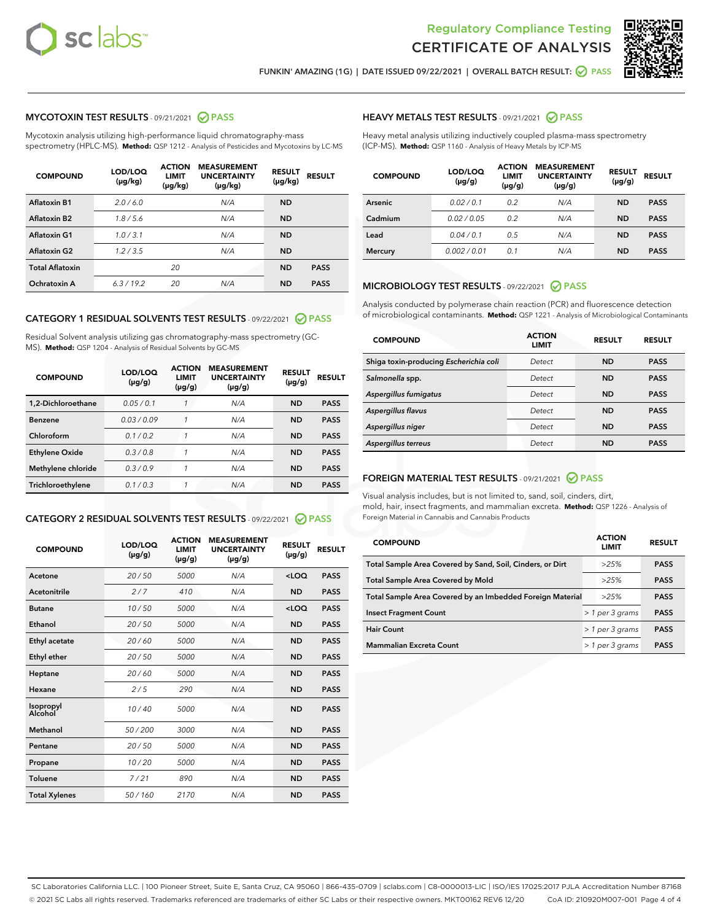Regulatory Compliance Testing
CERTIFICATE OF ANALYSIS

FUNKIN' AMAZING (1G) | DATE ISSUED 09/22/2021 | OVERALL BATCH RESULT: PASS

## MYCOTOXIN TEST RESULTS - 09/21/2021 PASS

Mycotoxin analysis utilizing high-performance liquid chromatography-mass spectrometry (HPLC-MS). **Method:** QSP 1212 - Analysis of Pesticides and Mycotoxins by LC-MS

| COMPOUND | LOD/LOQ (µg/kg) | ACTION LIMIT (µg/kg) | MEASUREMENT UNCERTAINTY (µg/kg) | RESULT (µg/kg) | RESULT |
|---|---|---|---|---|---|
| Aflatoxin B1 | 2.0 / 6.0 | | N/A | ND | |
| Aflatoxin B2 | 1.8 / 5.6 | | N/A | ND | |
| Aflatoxin G1 | 1.0 / 3.1 | | N/A | ND | |
| Aflatoxin G2 | 1.2 / 3.5 | | N/A | ND | |
| Total Aflatoxin | | 20 | | ND | PASS |
| Ochratoxin A | 6.3 / 19.2 | 20 | N/A | ND | PASS |

## CATEGORY 1 RESIDUAL SOLVENTS TEST RESULTS - 09/22/2021 PASS

Residual Solvent analysis utilizing gas chromatography-mass spectrometry (GC-MS). **Method:** QSP 1204 - Analysis of Residual Solvents by GC-MS

| COMPOUND | LOD/LOQ (µg/g) | ACTION LIMIT (µg/g) | MEASUREMENT UNCERTAINTY (µg/g) | RESULT (µg/g) | RESULT |
|---|---|---|---|---|---|
| 1,2-Dichloroethane | 0.05 / 0.1 | 1 | N/A | ND | PASS |
| Benzene | 0.03 / 0.09 | 1 | N/A | ND | PASS |
| Chloroform | 0.1 / 0.2 | 1 | N/A | ND | PASS |
| Ethylene Oxide | 0.3 / 0.8 | 1 | N/A | ND | PASS |
| Methylene chloride | 0.3 / 0.9 | 1 | N/A | ND | PASS |
| Trichloroethylene | 0.1 / 0.3 | 1 | N/A | ND | PASS |

## CATEGORY 2 RESIDUAL SOLVENTS TEST RESULTS - 09/22/2021 PASS

| COMPOUND | LOD/LOQ (µg/g) | ACTION LIMIT (µg/g) | MEASUREMENT UNCERTAINTY (µg/g) | RESULT (µg/g) | RESULT |
|---|---|---|---|---|---|
| Acetone | 20 / 50 | 5000 | N/A | <LOQ | PASS |
| Acetonitrile | 2 / 7 | 410 | N/A | ND | PASS |
| Butane | 10 / 50 | 5000 | N/A | <LOQ | PASS |
| Ethanol | 20 / 50 | 5000 | N/A | ND | PASS |
| Ethyl acetate | 20 / 60 | 5000 | N/A | ND | PASS |
| Ethyl ether | 20 / 50 | 5000 | N/A | ND | PASS |
| Heptane | 20 / 60 | 5000 | N/A | ND | PASS |
| Hexane | 2 / 5 | 290 | N/A | ND | PASS |
| Isopropyl Alcohol | 10 / 40 | 5000 | N/A | ND | PASS |
| Methanol | 50 / 200 | 3000 | N/A | ND | PASS |
| Pentane | 20 / 50 | 5000 | N/A | ND | PASS |
| Propane | 10 / 20 | 5000 | N/A | ND | PASS |
| Toluene | 7 / 21 | 890 | N/A | ND | PASS |
| Total Xylenes | 50 / 160 | 2170 | N/A | ND | PASS |

## HEAVY METALS TEST RESULTS - 09/21/2021 PASS

Heavy metal analysis utilizing inductively coupled plasma-mass spectrometry (ICP-MS). **Method:** QSP 1160 - Analysis of Heavy Metals by ICP-MS

| COMPOUND | LOD/LOQ (µg/g) | ACTION LIMIT (µg/g) | MEASUREMENT UNCERTAINTY (µg/g) | RESULT (µg/g) | RESULT |
|---|---|---|---|---|---|
| Arsenic | 0.02 / 0.1 | 0.2 | N/A | ND | PASS |
| Cadmium | 0.02 / 0.05 | 0.2 | N/A | ND | PASS |
| Lead | 0.04 / 0.1 | 0.5 | N/A | ND | PASS |
| Mercury | 0.002 / 0.01 | 0.1 | N/A | ND | PASS |

## MICROBIOLOGY TEST RESULTS - 09/22/2021 PASS

Analysis conducted by polymerase chain reaction (PCR) and fluorescence detection of microbiological contaminants. **Method:** QSP 1221 - Analysis of Microbiological Contaminants

| COMPOUND | ACTION LIMIT | RESULT | RESULT |
|---|---|---|---|
| Shiga toxin-producing *Escherichia coli* | Detect | ND | PASS |
| *Salmonella* spp. | Detect | ND | PASS |
| *Aspergillus fumigatus* | Detect | ND | PASS |
| *Aspergillus flavus* | Detect | ND | PASS |
| *Aspergillus niger* | Detect | ND | PASS |
| *Aspergillus terreus* | Detect | ND | PASS |

## FOREIGN MATERIAL TEST RESULTS - 09/21/2021 PASS

Visual analysis includes, but is not limited to, sand, soil, cinders, dirt, mold, hair, insect fragments, and mammalian excreta. **Method:** QSP 1226 - Analysis of Foreign Material in Cannabis and Cannabis Products

| COMPOUND | ACTION LIMIT | RESULT |
|---|---|---|
| Total Sample Area Covered by Sand, Soil, Cinders, or Dirt | >25% | PASS |
| Total Sample Area Covered by Mold | >25% | PASS |
| Total Sample Area Covered by an Imbedded Foreign Material | >25% | PASS |
| Insect Fragment Count | > 1 per 3 grams | PASS |
| Hair Count | > 1 per 3 grams | PASS |
| Mammalian Excreta Count | > 1 per 3 grams | PASS |

SC Laboratories California LLC. | 100 Pioneer Street, Suite E, Santa Cruz, CA 95060 | 866-435-0709 | sclabs.com | C8-0000013-LIC | ISO/IES 17025:2017 PJLA Accreditation Number 87168
© 2021 SC Labs all rights reserved. Trademarks referenced are trademarks of either SC Labs or their respective owners. MKT00162 REV6 12/20 CoA ID: 210920M007-001